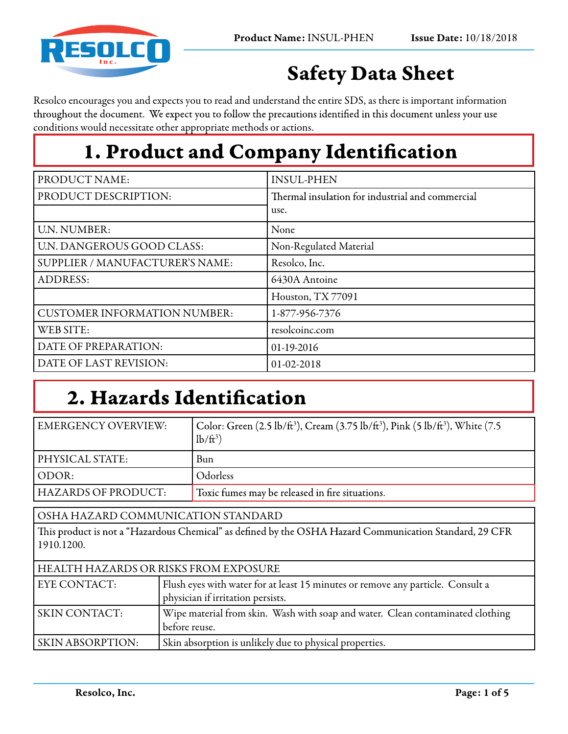**Product Name:** INSUL-PHEN **Issue Date:** 10/18/2018

# Safety Data Sheet

Resolco encourages you and expects you to read and understand the entire SDS, as there is important information throughout the document. We expect you to follow the precautions identified in this document unless your use conditions would necessitate other appropriate methods or actions.

## 1. Product and Company Identification

| | |
|---|---|
| PRODUCT NAME: | INSUL-PHEN |
| PRODUCT DESCRIPTION: | Thermal insulation for industrial and commercial use. |
| U.N. NUMBER: | None |
| U.N. DANGEROUS GOOD CLASS: | Non-Regulated Material |
| SUPPLIER / MANUFACTURER'S NAME: | Resolco, Inc. |
| ADDRESS: | 6430A Antoine |
| | Houston, TX 77091 |
| CUSTOMER INFORMATION NUMBER: | 1-877-956-7376 |
| WEB SITE: | resolcoinc.com |
| DATE OF PREPARATION: | 01-19-2016 |
| DATE OF LAST REVISION: | 01-02-2018 |

## 2. Hazards Identification

| | |
|---|---|
| EMERGENCY OVERVIEW: | Color: Green (2.5 lb/ft$^3$), Cream (3.75 lb/ft$^3$), Pink (5 lb/ft$^3$), White (7.5 lb/ft$^3$) |
| PHYSICAL STATE: | Bun |
| ODOR: | Odorless |
| HAZARDS OF PRODUCT: | Toxic fumes may be released in fire situations. |

**OSHA HAZARD COMMUNICATION STANDARD**

This product is not a "Hazardous Chemical" as defined by the OSHA Hazard Communication Standard, 29 CFR 1910.1200.

**HEALTH HAZARDS OR RISKS FROM EXPOSURE**

| | |
|---|---|
| EYE CONTACT: | Flush eyes with water for at least 15 minutes or remove any particle. Consult a physician if irritation persists. |
| SKIN CONTACT: | Wipe material from skin. Wash with soap and water. Clean contaminated clothing before reuse. |
| SKIN ABSORPTION: | Skin absorption is unlikely due to physical properties. |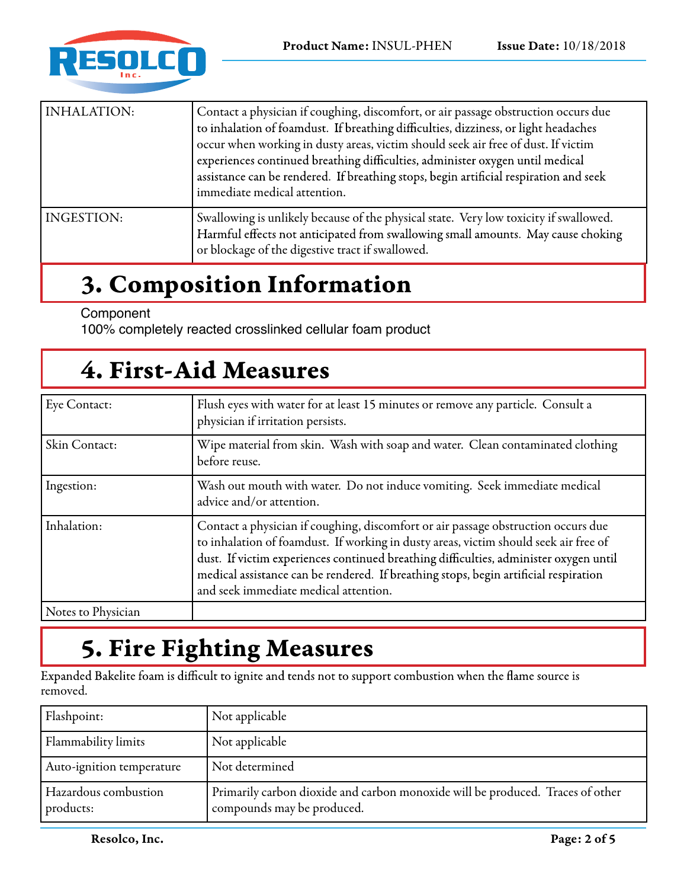| INHALATION: | Contact a physician if coughing, discomfort, or air passage obstruction occurs due to inhalation of foamdust. If breathing difficulties, dizziness, or light headaches occur when working in dusty areas, victim should seek air free of dust. If victim experiences continued breathing difficulties, administer oxygen until medical assistance can be rendered. If breathing stops, begin artificial respiration and seek immediate medical attention. |
|---|---|
| INGESTION: | Swallowing is unlikely because of the physical state. Very low toxicity if swallowed. Harmful effects not anticipated from swallowing small amounts. May cause choking or blockage of the digestive tract if swallowed. |

# 3. Composition Information

Component
100% completely reacted crosslinked cellular foam product

# 4. First-Aid Measures

| Eye Contact: | Flush eyes with water for at least 15 minutes or remove any particle. Consult a physician if irritation persists. |
|---|---|
| Skin Contact: | Wipe material from skin. Wash with soap and water. Clean contaminated clothing before reuse. |
| Ingestion: | Wash out mouth with water. Do not induce vomiting. Seek immediate medical advice and/or attention. |
| Inhalation: | Contact a physician if coughing, discomfort or air passage obstruction occurs due to inhalation of foamdust. If working in dusty areas, victim should seek air free of dust. If victim experiences continued breathing difficulties, administer oxygen until medical assistance can be rendered. If breathing stops, begin artificial respiration and seek immediate medical attention. |
| Notes to Physician | |

# 5. Fire Fighting Measures

Expanded Bakelite foam is difficult to ignite and tends not to support combustion when the flame source is removed.

| Flashpoint: | Not applicable |
|---|---|
| Flammability limits | Not applicable |
| Auto-ignition temperature | Not determined |
| Hazardous combustion products: | Primarily carbon dioxide and carbon monoxide will be produced. Traces of other compounds may be produced. |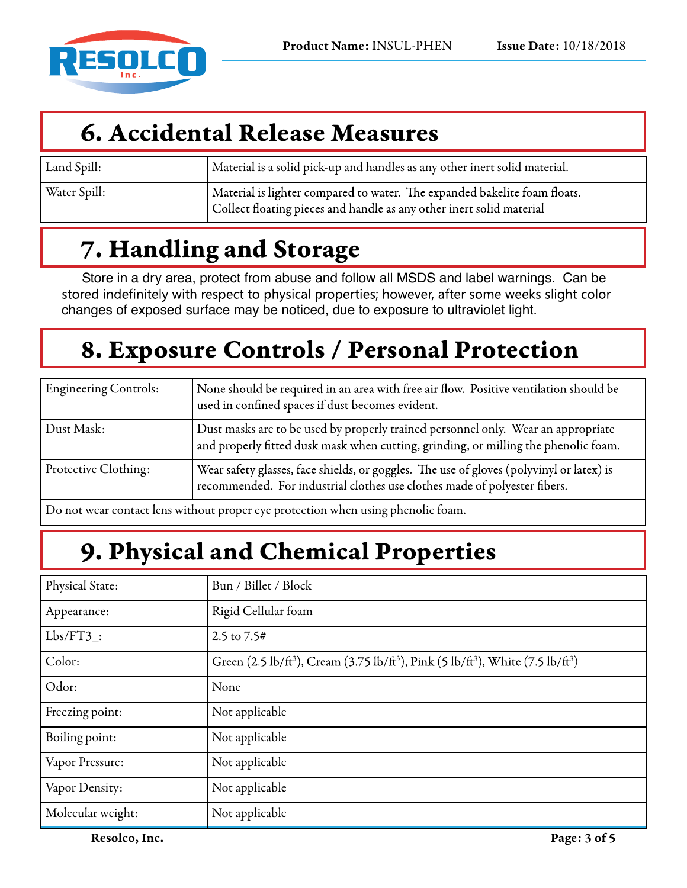## 6. Accidental Release Measures

| | |
|---|---|
| Land Spill: | Material is a solid pick-up and handles as any other inert solid material. |
| Water Spill: | Material is lighter compared to water. The expanded bakelite foam floats. Collect floating pieces and handle as any other inert solid material |

## 7. Handling and Storage

Store in a dry area, protect from abuse and follow all MSDS and label warnings. Can be stored indefinitely with respect to physical properties; however, after some weeks slight color changes of exposed surface may be noticed, due to exposure to ultraviolet light.

## 8. Exposure Controls / Personal Protection

| | |
|---|---|
| Engineering Controls: | None should be required in an area with free air flow. Positive ventilation should be used in confined spaces if dust becomes evident. |
| Dust Mask: | Dust masks are to be used by properly trained personnel only. Wear an appropriate and properly fitted dusk mask when cutting, grinding, or milling the phenolic foam. |
| Protective Clothing: | Wear safety glasses, face shields, or goggles. The use of gloves (polyvinyl or latex) is recommended. For industrial clothes use clothes made of polyester fibers. |
| Do not wear contact lens without proper eye protection when using phenolic foam. | |

## 9. Physical and Chemical Properties

| | |
|---|---|
| Physical State: | Bun / Billet / Block |
| Appearance: | Rigid Cellular foam |
| Lbs/FT3_: | 2.5 to 7.5# |
| Color: | Green (2.5 lb/ft$^3$), Cream (3.75 lb/ft$^3$), Pink (5 lb/ft$^3$), White (7.5 lb/ft$^3$) |
| Odor: | None |
| Freezing point: | Not applicable |
| Boiling point: | Not applicable |
| Vapor Pressure: | Not applicable |
| Vapor Density: | Not applicable |
| Molecular weight: | Not applicable |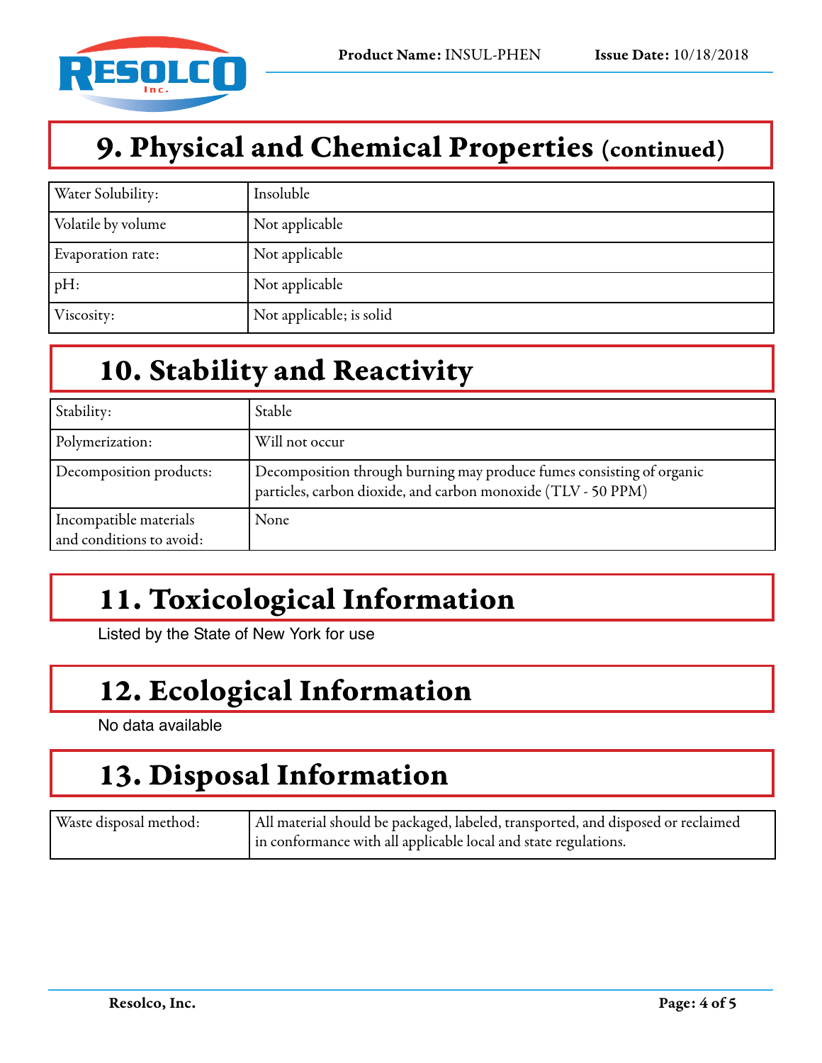## 9. Physical and Chemical Properties (continued)

| | |
|---|---|
| Water Solubility: | Insoluble |
| Volatile by volume | Not applicable |
| Evaporation rate: | Not applicable |
| pH: | Not applicable |
| Viscosity: | Not applicable; is solid |

## 10. Stability and Reactivity

| | |
|---|---|
| Stability: | Stable |
| Polymerization: | Will not occur |
| Decomposition products: | Decomposition through burning may produce fumes consisting of organic particles, carbon dioxide, and carbon monoxide (TLV - 50 PPM) |
| Incompatible materials and conditions to avoid: | None |

## 11. Toxicological Information

Listed by the State of New York for use

## 12. Ecological Information

No data available

## 13. Disposal Information

| | |
|---|---|
| Waste disposal method: | All material should be packaged, labeled, transported, and disposed or reclaimed in conformance with all applicable local and state regulations. |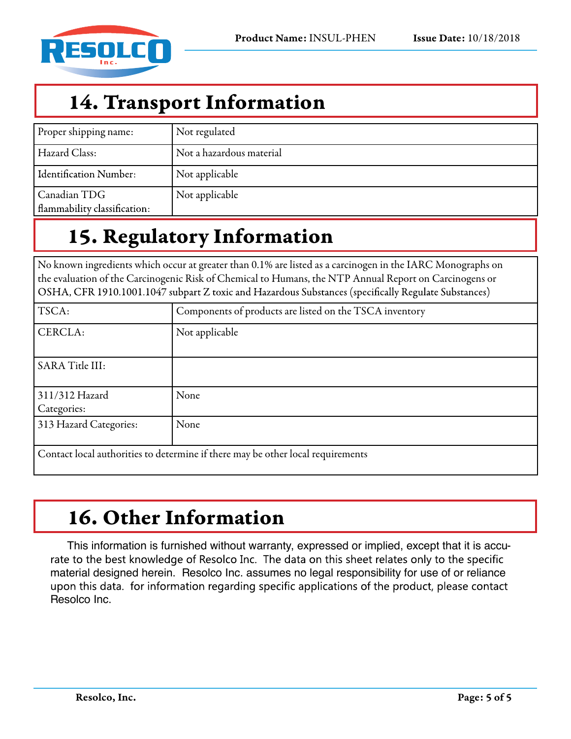## 14. Transport Information

| | |
|---|---|
| Proper shipping name: | Not regulated |
| Hazard Class: | Not a hazardous material |
| Identification Number: | Not applicable |
| Canadian TDG flammability classification: | Not applicable |

## 15. Regulatory Information

No known ingredients which occur at greater than 0.1% are listed as a carcinogen in the IARC Monographs on the evaluation of the Carcinogenic Risk of Chemical to Humans, the NTP Annual Report on Carcinogens or OSHA, CFR 1910.1001.1047 subpart Z toxic and Hazardous Substances (specifically Regulate Substances)

| | |
|---|---|
| TSCA: | Components of products are listed on the TSCA inventory |
| CERCLA: | Not applicable |
| SARA Title III: | |
| 311/312 Hazard Categories: | None |
| 313 Hazard Categories: | None |

Contact local authorities to determine if there may be other local requirements

## 16. Other Information

This information is furnished without warranty, expressed or implied, except that it is accurate to the best knowledge of Resolco Inc. The data on this sheet relates only to the specific material designed herein. Resolco Inc. assumes no legal responsibility for use of or reliance upon this data. for information regarding specific applications of the product, please contact Resolco Inc.